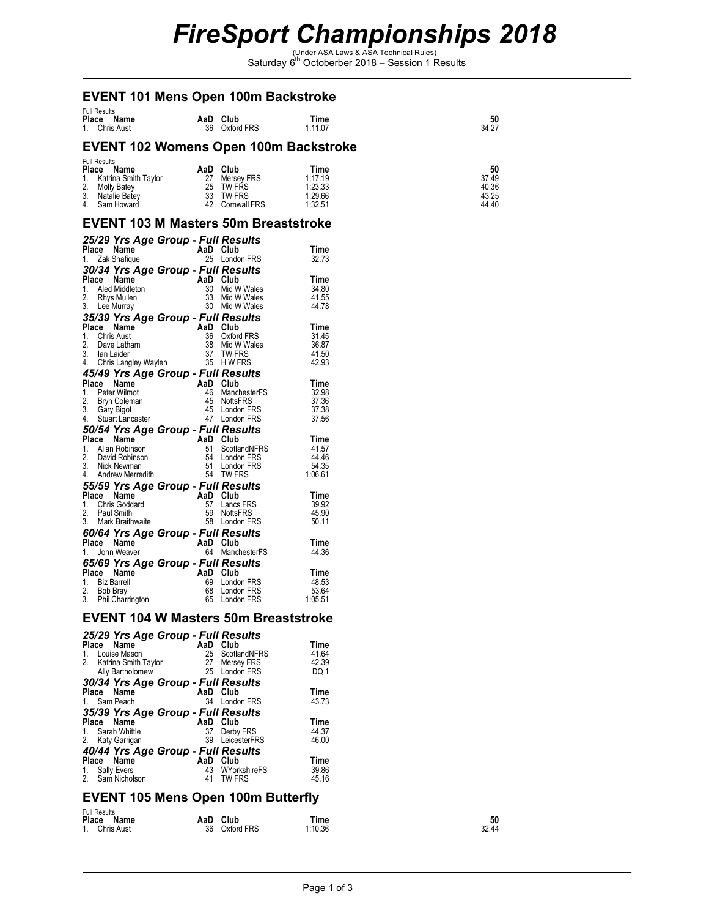# *FireSport Championships 2018*

(Under ASA Laws & ASA Technical Rules)
Saturday 6th Octoberber 2018 – Session 1 Results

## EVENT 101 Mens Open 100m Backstroke

Full Results

| Place | Name | AaD | Club | Time | 50 |
|---|---|---|---|---|---|
| 1. | Chris Aust | 36 | Oxford FRS | 1:11.07 | 34.27 |

## EVENT 102 Womens Open 100m Backstroke

Full Results

| Place | Name | AaD | Club | Time | 50 |
|---|---|---|---|---|---|
| 1. | Katrina Smith Taylor | 27 | Mersey FRS | 1:17.19 | 37.49 |
| 2. | Molly Batey | 25 | TW FRS | 1:23.33 | 40.36 |
| 3. | Natalie Batey | 33 | TW FRS | 1:29.66 | 43.25 |
| 4. | Sam Howard | 42 | Cornwall FRS | 1:32.51 | 44.40 |

## EVENT 103 M Masters 50m Breaststroke

### *25/29 Yrs Age Group - Full Results*

| Place | Name | AaD | Club | Time |
|---|---|---|---|---|
| 1. | Zak Shafique | 25 | London FRS | 32.73 |

### *30/34 Yrs Age Group - Full Results*

| Place | Name | AaD | Club | Time |
|---|---|---|---|---|
| 1. | Aled Middleton | 30 | Mid W Wales | 34.80 |
| 2. | Rhys Mullen | 33 | Mid W Wales | 41.55 |
| 3. | Lee Murray | 30 | Mid W Wales | 44.78 |

### *35/39 Yrs Age Group - Full Results*

| Place | Name | AaD | Club | Time |
|---|---|---|---|---|
| 1. | Chris Aust | 36 | Oxford FRS | 31.45 |
| 2. | Dave Latham | 38 | Mid W Wales | 36.87 |
| 3. | Ian Laider | 37 | TW FRS | 41.50 |
| 4. | Chris Langley Waylen | 35 | H W FRS | 42.93 |

### *45/49 Yrs Age Group - Full Results*

| Place | Name | AaD | Club | Time |
|---|---|---|---|---|
| 1. | Peter Wilmot | 46 | ManchesterFS | 32.98 |
| 2. | Bryn Coleman | 45 | NottsFRS | 37.36 |
| 3. | Gary Bigot | 45 | London FRS | 37.38 |
| 4. | Stuart Lancaster | 47 | London FRS | 37.56 |

### *50/54 Yrs Age Group - Full Results*

| Place | Name | AaD | Club | Time |
|---|---|---|---|---|
| 1. | Allan Robinson | 51 | ScotlandNFRS | 41.57 |
| 2. | David Robinson | 54 | London FRS | 44.46 |
| 3. | Nick Newman | 51 | London FRS | 54.35 |
| 4. | Andrew Merredith | 54 | TW FRS | 1:06.61 |

### *55/59 Yrs Age Group - Full Results*

| Place | Name | AaD | Club | Time |
|---|---|---|---|---|
| 1. | Chris Goddard | 57 | Lancs FRS | 39.92 |
| 2. | Paul Smith | 59 | NottsFRS | 45.90 |
| 3. | Mark Braithwaite | 58 | London FRS | 50.11 |

### *60/64 Yrs Age Group - Full Results*

| Place | Name | AaD | Club | Time |
|---|---|---|---|---|
| 1. | John Weaver | 64 | ManchesterFS | 44.36 |

### *65/69 Yrs Age Group - Full Results*

| Place | Name | AaD | Club | Time |
|---|---|---|---|---|
| 1. | Biz Barrell | 69 | London FRS | 48.53 |
| 2. | Bob Bray | 68 | London FRS | 53.64 |
| 3. | Phil Charrington | 65 | London FRS | 1:05.51 |

## EVENT 104 W Masters 50m Breaststroke

### *25/29 Yrs Age Group - Full Results*

| Place | Name | AaD | Club | Time |
|---|---|---|---|---|
| 1. | Louise Mason | 25 | ScotlandNFRS | 41.64 |
| 2. | Katrina Smith Taylor | 27 | Mersey FRS | 42.39 |
| | Ally Bartholomew | 25 | London FRS | DQ 1 |

### *30/34 Yrs Age Group - Full Results*

| Place | Name | AaD | Club | Time |
|---|---|---|---|---|
| 1. | Sam Peach | 34 | London FRS | 43.73 |

### *35/39 Yrs Age Group - Full Results*

| Place | Name | AaD | Club | Time |
|---|---|---|---|---|
| 1. | Sarah Whittle | 37 | Derby FRS | 44.37 |
| 2. | Katy Garrigan | 39 | LeicesterFRS | 46.00 |

### *40/44 Yrs Age Group - Full Results*

| Place | Name | AaD | Club | Time |
|---|---|---|---|---|
| 1. | Sally Evers | 43 | WYorkshireFS | 39.86 |
| 2. | Sam Nicholson | 41 | TW FRS | 45.16 |

## EVENT 105 Mens Open 100m Butterfly

Full Results

| Place | Name | AaD | Club | Time | 50 |
|---|---|---|---|---|---|
| 1. | Chris Aust | 36 | Oxford FRS | 1:10.36 | 32.44 |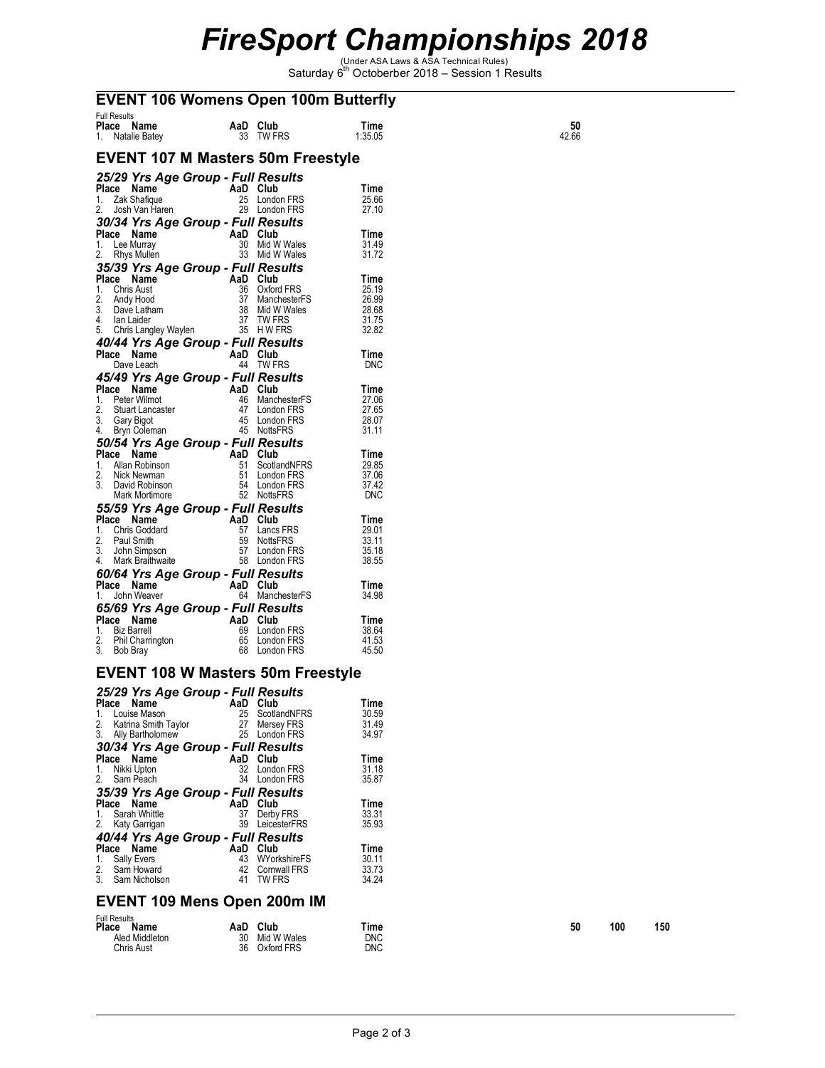# FireSport Championships 2018

(Under ASA Laws & ASA Technical Rules)
Saturday 6th Octoberber 2018 – Session 1 Results

## EVENT 106 Womens Open 100m Butterfly

Full Results

| Place | Name | AaD | Club | Time | 50 |
|---|---|---|---|---|---|
| 1. | Natalie Batey | 33 | TW FRS | 1:35.05 | 42.66 |

## EVENT 107 M Masters 50m Freestyle

### *25/29 Yrs Age Group - Full Results*

| Place | Name | AaD | Club | Time |
|---|---|---|---|---|
| 1. | Zak Shafique | 25 | London FRS | 25.66 |
| 2. | Josh Van Haren | 29 | London FRS | 27.10 |

### *30/34 Yrs Age Group - Full Results*

| Place | Name | AaD | Club | Time |
|---|---|---|---|---|
| 1. | Lee Murray | 30 | Mid W Wales | 31.49 |
| 2. | Rhys Mullen | 33 | Mid W Wales | 31.72 |

### *35/39 Yrs Age Group - Full Results*

| Place | Name | AaD | Club | Time |
|---|---|---|---|---|
| 1. | Chris Aust | 36 | Oxford FRS | 25.19 |
| 2. | Andy Hood | 37 | ManchesterFS | 26.99 |
| 3. | Dave Latham | 38 | Mid W Wales | 28.68 |
| 4. | Ian Laider | 37 | TW FRS | 31.75 |
| 5. | Chris Langley Waylen | 35 | H W FRS | 32.82 |

### *40/44 Yrs Age Group - Full Results*

| Place | Name | AaD | Club | Time |
|---|---|---|---|---|
| | Dave Leach | 44 | TW FRS | DNC |

### *45/49 Yrs Age Group - Full Results*

| Place | Name | AaD | Club | Time |
|---|---|---|---|---|
| 1. | Peter Wilmot | 46 | ManchesterFS | 27.06 |
| 2. | Stuart Lancaster | 47 | London FRS | 27.65 |
| 3. | Gary Bigot | 45 | London FRS | 28.07 |
| 4. | Bryn Coleman | 45 | NottsFRS | 31.11 |

### *50/54 Yrs Age Group - Full Results*

| Place | Name | AaD | Club | Time |
|---|---|---|---|---|
| 1. | Allan Robinson | 51 | ScotlandNFRS | 29.85 |
| 2. | Nick Newman | 51 | London FRS | 37.06 |
| 3. | David Robinson | 54 | London FRS | 37.42 |
| | Mark Mortimore | 52 | NottsFRS | DNC |

### *55/59 Yrs Age Group - Full Results*

| Place | Name | AaD | Club | Time |
|---|---|---|---|---|
| 1. | Chris Goddard | 57 | Lancs FRS | 29.01 |
| 2. | Paul Smith | 59 | NottsFRS | 33.11 |
| 3. | John Simpson | 57 | London FRS | 35.18 |
| 4. | Mark Braithwaite | 58 | London FRS | 38.55 |

### *60/64 Yrs Age Group - Full Results*

| Place | Name | AaD | Club | Time |
|---|---|---|---|---|
| 1. | John Weaver | 64 | ManchesterFS | 34.98 |

### *65/69 Yrs Age Group - Full Results*

| Place | Name | AaD | Club | Time |
|---|---|---|---|---|
| 1. | Biz Barrell | 69 | London FRS | 38.64 |
| 2. | Phil Charrington | 65 | London FRS | 41.53 |
| 3. | Bob Bray | 68 | London FRS | 45.50 |

## EVENT 108 W Masters 50m Freestyle

### *25/29 Yrs Age Group - Full Results*

| Place | Name | AaD | Club | Time |
|---|---|---|---|---|
| 1. | Louise Mason | 25 | ScotlandNFRS | 30.59 |
| 2. | Katrina Smith Taylor | 27 | Mersey FRS | 31.49 |
| 3. | Ally Bartholomew | 25 | London FRS | 34.97 |

### *30/34 Yrs Age Group - Full Results*

| Place | Name | AaD | Club | Time |
|---|---|---|---|---|
| 1. | Nikki Upton | 32 | London FRS | 31.18 |
| 2. | Sam Peach | 34 | London FRS | 35.87 |

### *35/39 Yrs Age Group - Full Results*

| Place | Name | AaD | Club | Time |
|---|---|---|---|---|
| 1. | Sarah Whittle | 37 | Derby FRS | 33.31 |
| 2. | Katy Garrigan | 39 | LeicesterFRS | 35.93 |

### *40/44 Yrs Age Group - Full Results*

| Place | Name | AaD | Club | Time |
|---|---|---|---|---|
| 1. | Sally Evers | 43 | WYorkshireFS | 30.11 |
| 2. | Sam Howard | 42 | Cornwall FRS | 33.73 |
| 3. | Sam Nicholson | 41 | TW FRS | 34.24 |

## EVENT 109 Mens Open 200m IM

Full Results

| Place | Name | AaD | Club | Time | 50 | 100 | 150 |
|---|---|---|---|---|---|---|---|
| | Aled Middleton | 30 | Mid W Wales | DNC | | | |
| | Chris Aust | 36 | Oxford FRS | DNC | | | |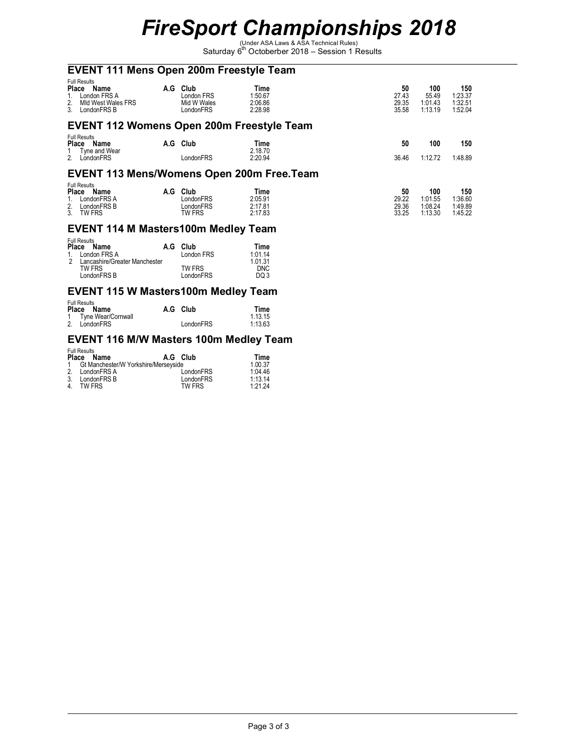# *FireSport Championships 2018*

(Under ASA Laws & ASA Technical Rules)
Saturday 6th Octoberber 2018 – Session 1 Results

## EVENT 111 Mens Open 200m Freestyle Team

Full Results

| Place | Name | A.G | Club | Time | 50 | 100 | 150 |
|---|---|---|---|---|---|---|---|
| 1. | London FRS A | | London FRS | 1:50.67 | 27.43 | 55.49 | 1:23.37 |
| 2. | MId West Wales FRS | | Mid W Wales | 2:06.86 | 29.35 | 1:01.43 | 1:32.51 |
| 3. | LondonFRS B | | LondonFRS | 2:28.98 | 35.58 | 1:13.19 | 1:52.04 |

## EVENT 112 Womens Open 200m Freestyle Team

Full Results

| Place | Name | A.G | Club | Time | 50 | 100 | 150 |
|---|---|---|---|---|---|---|---|
| 1 | Tyne and Wear | | | 2.18.70 | | | |
| 2. | LondonFRS | | LondonFRS | 2:20.94 | 36.46 | 1:12.72 | 1:48.89 |

## EVENT 113 Mens/Womens Open 200m Free.Team

Full Results

| Place | Name | A.G | Club | Time | 50 | 100 | 150 |
|---|---|---|---|---|---|---|---|
| 1. | LondonFRS A | | LondonFRS | 2:05.91 | 29.22 | 1:01.55 | 1:36.60 |
| 2. | LondonFRS B | | LondonFRS | 2:17.81 | 29.36 | 1:08.24 | 1:49.89 |
| 3. | TW FRS | | TW FRS | 2:17.83 | 33.25 | 1:13.30 | 1:45.22 |

## EVENT 114 M Masters100m Medley Team

Full Results

| Place | Name | A.G | Club | Time |
|---|---|---|---|---|
| 1. | London FRS A | | London FRS | 1:01.14 |
| 2 | Lancashire/Greater Manchester | | | 1.01.31 |
| | TW FRS | | TW FRS | DNC |
| | LondonFRS B | | LondonFRS | DQ 3 |

## EVENT 115 W Masters100m Medley Team

Full Results

| Place | Name | A.G | Club | Time |
|---|---|---|---|---|
| 1 | Tyne Wear/Cornwall | | | 1.13.15 |
| 2. | LondonFRS | | LondonFRS | 1:13.63 |

## EVENT 116 M/W Masters 100m Medley Team

Full Results

| Place | Name | A.G | Club | Time |
|---|---|---|---|---|
| 1 | Gt Manchester/W Yorkshire/Merseyside | | | 1.00.37 |
| 2. | LondonFRS A | | LondonFRS | 1:04.46 |
| 3. | LondonFRS B | | LondonFRS | 1:13.14 |
| 4. | TW FRS | | TW FRS | 1:21.24 |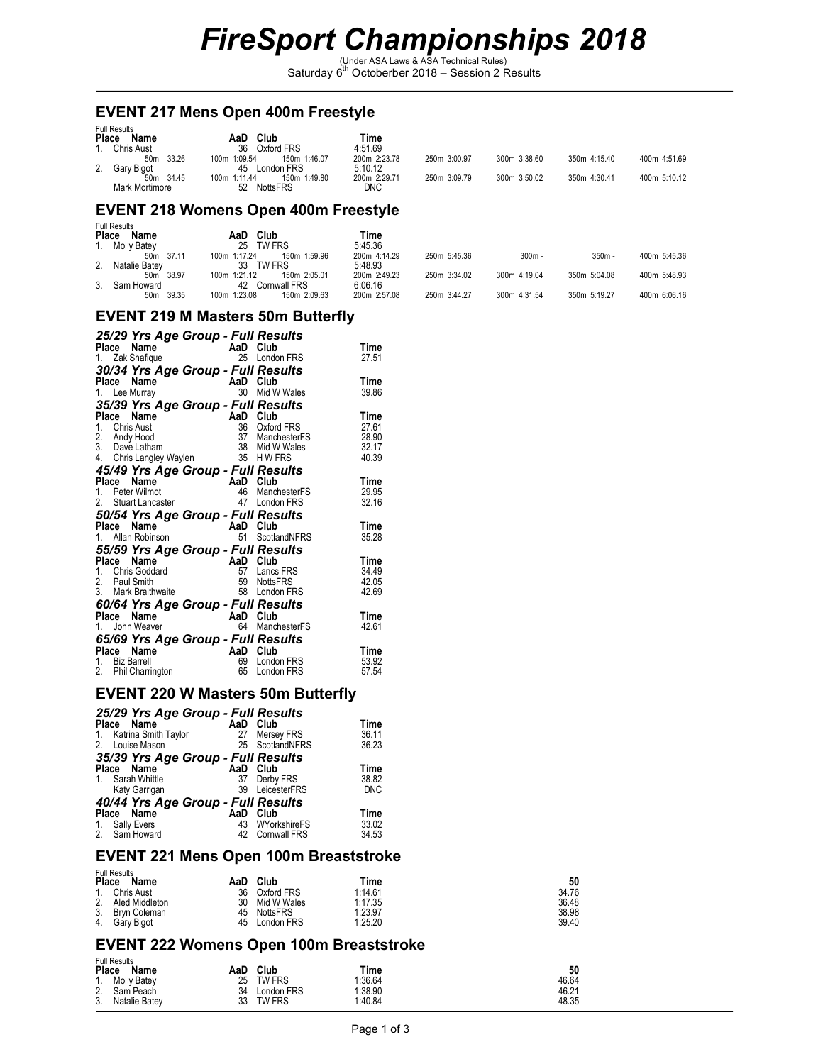// FireSport Championships 2018

# FireSport Championships 2018

(Under ASA Laws & ASA Technical Rules)
Saturday 6[th] Octoberber 2018 – Session 2 Results

## EVENT 217 Mens Open 400m Freestyle

Full Results

| Place | Name | AaD | Club | Time | | | | | |
|---|---|---|---|---|---|---|---|---|---|
| 1. | Chris Aust | 36 | Oxford FRS | 4:51.69 | | | | | |
| | 50m 33.26 | 100m 1:09.54 | 150m 1:46.07 | 200m 2:23.78 | 250m 3:00.97 | 300m 3:38.60 | 350m 4:15.40 | 400m 4:51.69 | |
| 2. | Gary Bigot | 45 | London FRS | 5:10.12 | | | | | |
| | 50m 34.45 | 100m 1:11.44 | 150m 1:49.80 | 200m 2:29.71 | 250m 3:09.79 | 300m 3:50.02 | 350m 4:30.41 | 400m 5:10.12 | |
| | Mark Mortimore | 52 | NottsFRS | DNC | | | | | |

## EVENT 218 Womens Open 400m Freestyle

Full Results

| Place | Name | AaD | Club | Time | | | | | |
|---|---|---|---|---|---|---|---|---|---|
| 1. | Molly Batey | 25 | TW FRS | 5:45.36 | | | | | |
| | 50m 37.11 | 100m 1:17.24 | 150m 1:59.96 | 200m 4:14.29 | 250m 5:45.36 | 300m - | 350m - | 400m 5:45.36 | |
| 2. | Natalie Batey | 33 | TW FRS | 5:48.93 | | | | | |
| | 50m 38.97 | 100m 1:21.12 | 150m 2:05.01 | 200m 2:49.23 | 250m 3:34.02 | 300m 4:19.04 | 350m 5:04.08 | 400m 5:48.93 | |
| 3. | Sam Howard | 42 | Cornwall FRS | 6:06.16 | | | | | |
| | 50m 39.35 | 100m 1:23.08 | 150m 2:09.63 | 200m 2:57.08 | 250m 3:44.27 | 300m 4:31.54 | 350m 5:19.27 | 400m 6:06.16 | |

## EVENT 219 M Masters 50m Butterfly

### *25/29 Yrs Age Group - Full Results*

| Place | Name | AaD | Club | Time |
|---|---|---|---|---|
| 1. | Zak Shafique | 25 | London FRS | 27.51 |

### *30/34 Yrs Age Group - Full Results*

| Place | Name | AaD | Club | Time |
|---|---|---|---|---|
| 1. | Lee Murray | 30 | Mid W Wales | 39.86 |

### *35/39 Yrs Age Group - Full Results*

| Place | Name | AaD | Club | Time |
|---|---|---|---|---|
| 1. | Chris Aust | 36 | Oxford FRS | 27.61 |
| 2. | Andy Hood | 37 | ManchesterFS | 28.90 |
| 3. | Dave Latham | 38 | Mid W Wales | 32.17 |
| 4. | Chris Langley Waylen | 35 | H W FRS | 40.39 |

### *45/49 Yrs Age Group - Full Results*

| Place | Name | AaD | Club | Time |
|---|---|---|---|---|
| 1. | Peter Wilmot | 46 | ManchesterFS | 29.95 |
| 2. | Stuart Lancaster | 47 | London FRS | 32.16 |

### *50/54 Yrs Age Group - Full Results*

| Place | Name | AaD | Club | Time |
|---|---|---|---|---|
| 1. | Allan Robinson | 51 | ScotlandNFRS | 35.28 |

### *55/59 Yrs Age Group - Full Results*

| Place | Name | AaD | Club | Time |
|---|---|---|---|---|
| 1. | Chris Goddard | 57 | Lancs FRS | 34.49 |
| 2. | Paul Smith | 59 | NottsFRS | 42.05 |
| 3. | Mark Braithwaite | 58 | London FRS | 42.69 |

### *60/64 Yrs Age Group - Full Results*

| Place | Name | AaD | Club | Time |
|---|---|---|---|---|
| 1. | John Weaver | 64 | ManchesterFS | 42.61 |

### *65/69 Yrs Age Group - Full Results*

| Place | Name | AaD | Club | Time |
|---|---|---|---|---|
| 1. | Biz Barrell | 69 | London FRS | 53.92 |
| 2. | Phil Charrington | 65 | London FRS | 57.54 |

## EVENT 220 W Masters 50m Butterfly

### *25/29 Yrs Age Group - Full Results*

| Place | Name | AaD | Club | Time |
|---|---|---|---|---|
| 1. | Katrina Smith Taylor | 27 | Mersey FRS | 36.11 |
| 2. | Louise Mason | 25 | ScotlandNFRS | 36.23 |

### *35/39 Yrs Age Group - Full Results*

| Place | Name | AaD | Club | Time |
|---|---|---|---|---|
| 1. | Sarah Whittle | 37 | Derby FRS | 38.82 |
| | Katy Garrigan | 39 | LeicesterFRS | DNC |

### *40/44 Yrs Age Group - Full Results*

| Place | Name | AaD | Club | Time |
|---|---|---|---|---|
| 1. | Sally Evers | 43 | WYorkshireFS | 33.02 |
| 2. | Sam Howard | 42 | Cornwall FRS | 34.53 |

## EVENT 221 Mens Open 100m Breaststroke

Full Results

| Place | Name | AaD | Club | Time | 50 |
|---|---|---|---|---|---|
| 1. | Chris Aust | 36 | Oxford FRS | 1:14.61 | 34.76 |
| 2. | Aled Middleton | 30 | Mid W Wales | 1:17.35 | 36.48 |
| 3. | Bryn Coleman | 45 | NottsFRS | 1:23.97 | 38.98 |
| 4. | Gary Bigot | 45 | London FRS | 1:25.20 | 39.40 |

## EVENT 222 Womens Open 100m Breaststroke

Full Results

| Place | Name | AaD | Club | Time | 50 |
|---|---|---|---|---|---|
| 1. | Molly Batey | 25 | TW FRS | 1:36.64 | 46.64 |
| 2. | Sam Peach | 34 | London FRS | 1:38.90 | 46.21 |
| 3. | Natalie Batey | 33 | TW FRS | 1:40.84 | 48.35 |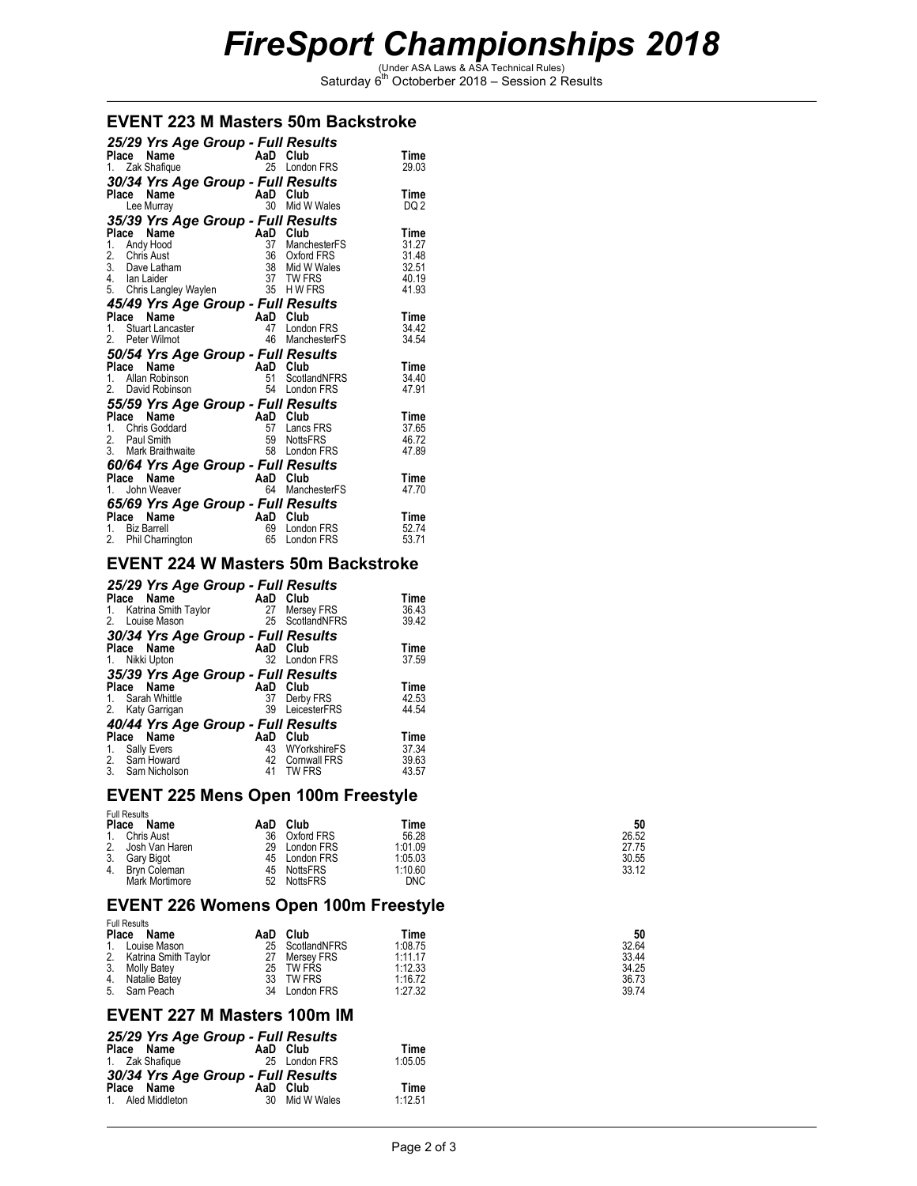# FireSport Championships 2018

(Under ASA Laws & ASA Technical Rules)
Saturday 6th Octoberber 2018 – Session 2 Results

## EVENT 223 M Masters 50m Backstroke

### 25/29 Yrs Age Group - Full Results

| Place | Name | AaD | Club | Time |
|---|---|---|---|---|
| 1. | Zak Shafique | 25 | London FRS | 29.03 |

### 30/34 Yrs Age Group - Full Results

| Place | Name | AaD | Club | Time |
|---|---|---|---|---|
| | Lee Murray | 30 | Mid W Wales | DQ 2 |

### 35/39 Yrs Age Group - Full Results

| Place | Name | AaD | Club | Time |
|---|---|---|---|---|
| 1. | Andy Hood | 37 | ManchesterFS | 31.27 |
| 2. | Chris Aust | 36 | Oxford FRS | 31.48 |
| 3. | Dave Latham | 38 | Mid W Wales | 32.51 |
| 4. | Ian Laider | 37 | TW FRS | 40.19 |
| 5. | Chris Langley Waylen | 35 | H W FRS | 41.93 |

### 45/49 Yrs Age Group - Full Results

| Place | Name | AaD | Club | Time |
|---|---|---|---|---|
| 1. | Stuart Lancaster | 47 | London FRS | 34.42 |
| 2. | Peter Wilmot | 46 | ManchesterFS | 34.54 |

### 50/54 Yrs Age Group - Full Results

| Place | Name | AaD | Club | Time |
|---|---|---|---|---|
| 1. | Allan Robinson | 51 | ScotlandNFRS | 34.40 |
| 2. | David Robinson | 54 | London FRS | 47.91 |

### 55/59 Yrs Age Group - Full Results

| Place | Name | AaD | Club | Time |
|---|---|---|---|---|
| 1. | Chris Goddard | 57 | Lancs FRS | 37.65 |
| 2. | Paul Smith | 59 | NottsFRS | 46.72 |
| 3. | Mark Braithwaite | 58 | London FRS | 47.89 |

### 60/64 Yrs Age Group - Full Results

| Place | Name | AaD | Club | Time |
|---|---|---|---|---|
| 1. | John Weaver | 64 | ManchesterFS | 47.70 |

### 65/69 Yrs Age Group - Full Results

| Place | Name | AaD | Club | Time |
|---|---|---|---|---|
| 1. | Biz Barrell | 69 | London FRS | 52.74 |
| 2. | Phil Charrington | 65 | London FRS | 53.71 |

## EVENT 224 W Masters 50m Backstroke

### 25/29 Yrs Age Group - Full Results

| Place | Name | AaD | Club | Time |
|---|---|---|---|---|
| 1. | Katrina Smith Taylor | 27 | Mersey FRS | 36.43 |
| 2. | Louise Mason | 25 | ScotlandNFRS | 39.42 |

### 30/34 Yrs Age Group - Full Results

| Place | Name | AaD | Club | Time |
|---|---|---|---|---|
| 1. | Nikki Upton | 32 | London FRS | 37.59 |

### 35/39 Yrs Age Group - Full Results

| Place | Name | AaD | Club | Time |
|---|---|---|---|---|
| 1. | Sarah Whittle | 37 | Derby FRS | 42.53 |
| 2. | Katy Garrigan | 39 | LeicesterFRS | 44.54 |

### 40/44 Yrs Age Group - Full Results

| Place | Name | AaD | Club | Time |
|---|---|---|---|---|
| 1. | Sally Evers | 43 | WYorkshireFS | 37.34 |
| 2. | Sam Howard | 42 | Cornwall FRS | 39.63 |
| 3. | Sam Nicholson | 41 | TW FRS | 43.57 |

## EVENT 225 Mens Open 100m Freestyle

Full Results

| Place | Name | AaD | Club | Time | 50 |
|---|---|---|---|---|---|
| 1. | Chris Aust | 36 | Oxford FRS | 56.28 | 26.52 |
| 2. | Josh Van Haren | 29 | London FRS | 1:01.09 | 27.75 |
| 3. | Gary Bigot | 45 | London FRS | 1:05.03 | 30.55 |
| 4. | Bryn Coleman | 45 | NottsFRS | 1:10.60 | 33.12 |
| | Mark Mortimore | 52 | NottsFRS | DNC | |

## EVENT 226 Womens Open 100m Freestyle

Full Results

| Place | Name | AaD | Club | Time | 50 |
|---|---|---|---|---|---|
| 1. | Louise Mason | 25 | ScotlandNFRS | 1:08.75 | 32.64 |
| 2. | Katrina Smith Taylor | 27 | Mersey FRS | 1:11.17 | 33.44 |
| 3. | Molly Batey | 25 | TW FRS | 1:12.33 | 34.25 |
| 4. | Natalie Batey | 33 | TW FRS | 1:16.72 | 36.73 |
| 5. | Sam Peach | 34 | London FRS | 1:27.32 | 39.74 |

## EVENT 227 M Masters 100m IM

### 25/29 Yrs Age Group - Full Results

| Place | Name | AaD | Club | Time |
|---|---|---|---|---|
| 1. | Zak Shafique | 25 | London FRS | 1:05.05 |

### 30/34 Yrs Age Group - Full Results

| Place | Name | AaD | Club | Time |
|---|---|---|---|---|
| 1. | Aled Middleton | 30 | Mid W Wales | 1:12.51 |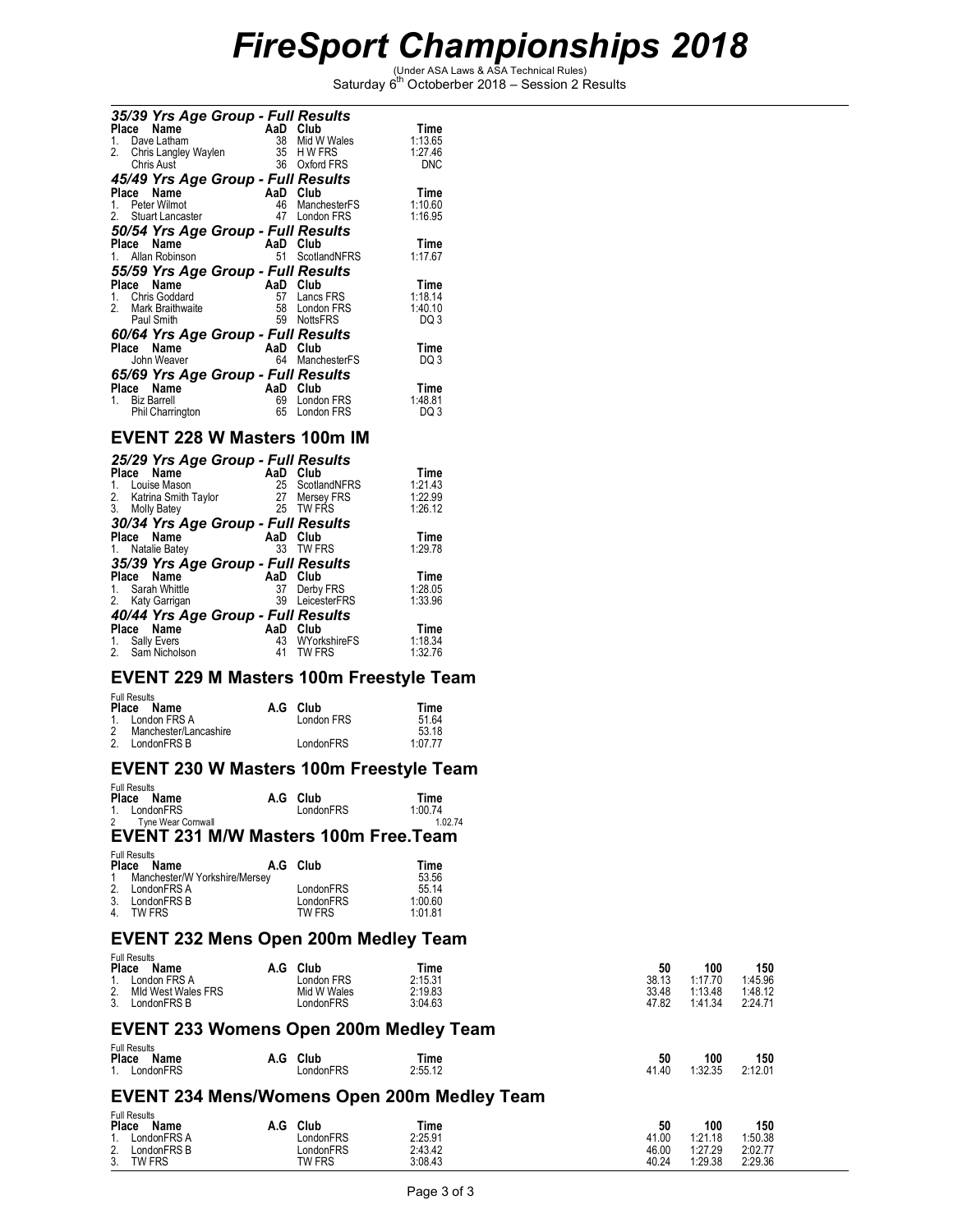# FireSport Championships 2018

(Under ASA Laws & ASA Technical Rules)
Saturday 6th Octoberber 2018 – Session 2 Results

### 35/39 Yrs Age Group - Full Results

| Place | Name | AaD | Club | Time |
|---|---|---|---|---|
| 1. | Dave Latham | 38 | Mid W Wales | 1:13.65 |
| 2. | Chris Langley Waylen | 35 | H W FRS | 1:27.46 |
| | Chris Aust | 36 | Oxford FRS | DNC |

### 45/49 Yrs Age Group - Full Results

| Place | Name | AaD | Club | Time |
|---|---|---|---|---|
| 1. | Peter Wilmot | 46 | ManchesterFS | 1:10.60 |
| 2. | Stuart Lancaster | 47 | London FRS | 1:16.95 |

### 50/54 Yrs Age Group - Full Results

| Place | Name | AaD | Club | Time |
|---|---|---|---|---|
| 1. | Allan Robinson | 51 | ScotlandNFRS | 1:17.67 |

### 55/59 Yrs Age Group - Full Results

| Place | Name | AaD | Club | Time |
|---|---|---|---|---|
| 1. | Chris Goddard | 57 | Lancs FRS | 1:18.14 |
| 2. | Mark Braithwaite | 58 | London FRS | 1:40.10 |
| | Paul Smith | 59 | NottsFRS | DQ 3 |

### 60/64 Yrs Age Group - Full Results

| Place | Name | AaD | Club | Time |
|---|---|---|---|---|
| | John Weaver | 64 | ManchesterFS | DQ 3 |

### 65/69 Yrs Age Group - Full Results

| Place | Name | AaD | Club | Time |
|---|---|---|---|---|
| 1. | Biz Barrell | 69 | London FRS | 1:48.81 |
| | Phil Charrington | 65 | London FRS | DQ 3 |

## EVENT 228 W Masters 100m IM

### 25/29 Yrs Age Group - Full Results

| Place | Name | AaD | Club | Time |
|---|---|---|---|---|
| 1. | Louise Mason | 25 | ScotlandNFRS | 1:21.43 |
| 2. | Katrina Smith Taylor | 27 | Mersey FRS | 1:22.99 |
| 3. | Molly Batey | 25 | TW FRS | 1:26.12 |

### 30/34 Yrs Age Group - Full Results

| Place | Name | AaD | Club | Time |
|---|---|---|---|---|
| 1. | Natalie Batey | 33 | TW FRS | 1:29.78 |

### 35/39 Yrs Age Group - Full Results

| Place | Name | AaD | Club | Time |
|---|---|---|---|---|
| 1. | Sarah Whittle | 37 | Derby FRS | 1:28.05 |
| 2. | Katy Garrigan | 39 | LeicesterFRS | 1:33.96 |

### 40/44 Yrs Age Group - Full Results

| Place | Name | AaD | Club | Time |
|---|---|---|---|---|
| 1. | Sally Evers | 43 | WYorkshireFS | 1:18.34 |
| 2. | Sam Nicholson | 41 | TW FRS | 1:32.76 |

## EVENT 229 M Masters 100m Freestyle Team

Full Results

| Place | Name | A.G | Club | Time |
|---|---|---|---|---|
| 1. | London FRS A | | London FRS | 51.64 |
| 2 | Manchester/Lancashire | | | 53.18 |
| 2. | LondonFRS B | | LondonFRS | 1:07.77 |

## EVENT 230 W Masters 100m Freestyle Team

Full Results

| Place | Name | A.G | Club | Time |
|---|---|---|---|---|
| 1. | LondonFRS | | LondonFRS | 1:00.74 |
| 2 | Tyne Wear Cornwall | | | 1.02.74 |

## EVENT 231 M/W Masters 100m Free.Team

Full Results

| Place | Name | A.G | Club | Time |
|---|---|---|---|---|
| 1 | Manchester/W Yorkshire/Mersey | | | 53.56 |
| 2. | LondonFRS A | | LondonFRS | 55.14 |
| 3. | LondonFRS B | | LondonFRS | 1:00.60 |
| 4. | TW FRS | | TW FRS | 1:01.81 |

## EVENT 232 Mens Open 200m Medley Team

Full Results

| Place | Name | A.G | Club | Time | 50 | 100 | 150 |
|---|---|---|---|---|---|---|---|
| 1. | London FRS A | | London FRS | 2:15.31 | 38.13 | 1:17.70 | 1:45.96 |
| 2. | Mld West Wales FRS | | Mid W Wales | 2:19.83 | 33.48 | 1:13.48 | 1:48.12 |
| 3. | LondonFRS B | | LondonFRS | 3:04.63 | 47.82 | 1:41.34 | 2:24.71 |

## EVENT 233 Womens Open 200m Medley Team

Full Results

| Place | Name | A.G | Club | Time | 50 | 100 | 150 |
|---|---|---|---|---|---|---|---|
| 1. | LondonFRS | | LondonFRS | 2:55.12 | 41.40 | 1:32.35 | 2:12.01 |

## EVENT 234 Mens/Womens Open 200m Medley Team

Full Results

| Place | Name | A.G | Club | Time | 50 | 100 | 150 |
|---|---|---|---|---|---|---|---|
| 1. | LondonFRS A | | LondonFRS | 2:25.91 | 41.00 | 1:21.18 | 1:50.38 |
| 2. | LondonFRS B | | LondonFRS | 2:43.42 | 46.00 | 1:27.29 | 2:02.77 |
| 3. | TW FRS | | TW FRS | 3:08.43 | 40.24 | 1:29.38 | 2:29.36 |